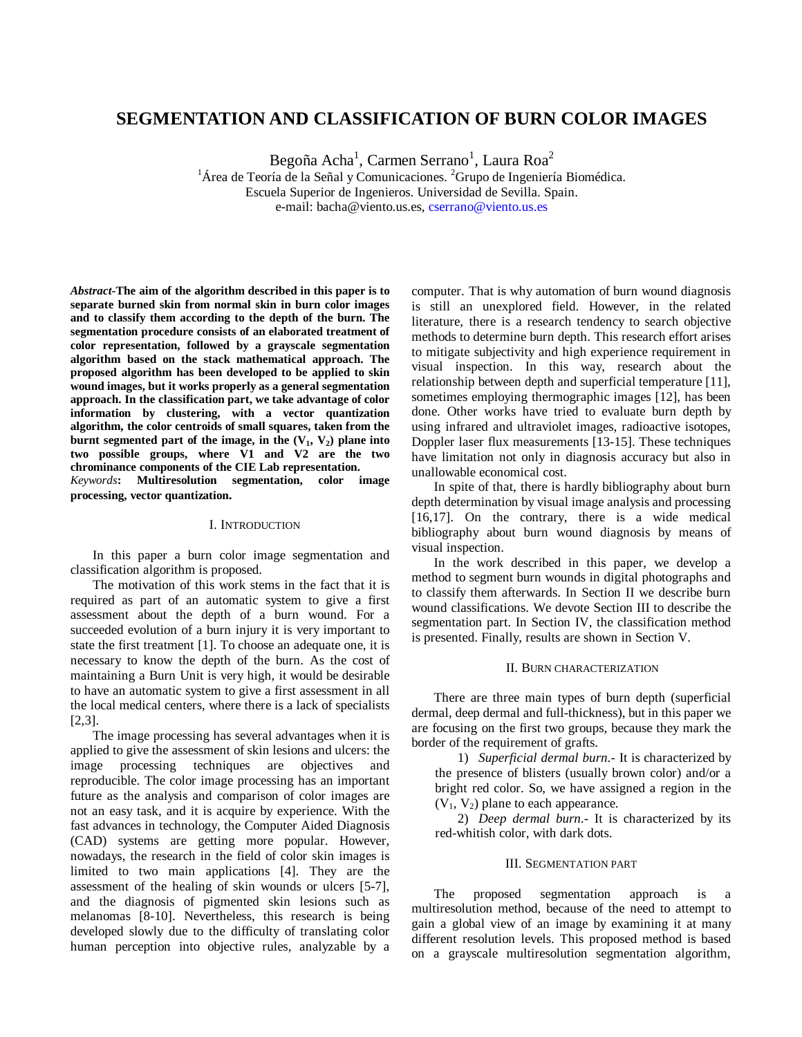# SEGMENTATION AND CLASSIFICATION OF BURN COLOR IMAGES

Begoña Acha[1], Carmen Serrano[1], Laura Roa[2]

[1]Área de Teoría de la Señal y Comunicaciones. [2]Grupo de Ingeniería Biomédica.
Escuela Superior de Ingenieros. Universidad de Sevilla. Spain.
e-mail: bacha@viento.us.es, cserrano@viento.us.es

***Abstract*-The aim of the algorithm described in this paper is to separate burned skin from normal skin in burn color images and to classify them according to the depth of the burn. The segmentation procedure consists of an elaborated treatment of color representation, followed by a grayscale segmentation algorithm based on the stack mathematical approach. The proposed algorithm has been developed to be applied to skin wound images, but it works properly as a general segmentation approach. In the classification part, we take advantage of color information by clustering, with a vector quantization algorithm, the color centroids of small squares, taken from the burnt segmented part of the image, in the ($V_1$, $V_2$) plane into two possible groups, where V1 and V2 are the two chrominance components of the CIE Lab representation.**

*Keywords*: **Multiresolution segmentation, color image processing, vector quantization.**

## I. Introduction

In this paper a burn color image segmentation and classification algorithm is proposed.

The motivation of this work stems in the fact that it is required as part of an automatic system to give a first assessment about the depth of a burn wound. For a succeeded evolution of a burn injury it is very important to state the first treatment [1]. To choose an adequate one, it is necessary to know the depth of the burn. As the cost of maintaining a Burn Unit is very high, it would be desirable to have an automatic system to give a first assessment in all the local medical centers, where there is a lack of specialists [2,3].

The image processing has several advantages when it is applied to give the assessment of skin lesions and ulcers: the image processing techniques are objectives and reproducible. The color image processing has an important future as the analysis and comparison of color images are not an easy task, and it is acquire by experience. With the fast advances in technology, the Computer Aided Diagnosis (CAD) systems are getting more popular. However, nowadays, the research in the field of color skin images is limited to two main applications [4]. They are the assessment of the healing of skin wounds or ulcers [5-7], and the diagnosis of pigmented skin lesions such as melanomas [8-10]. Nevertheless, this research is being developed slowly due to the difficulty of translating color human perception into objective rules, analyzable by a computer. That is why automation of burn wound diagnosis is still an unexplored field. However, in the related literature, there is a research tendency to search objective methods to determine burn depth. This research effort arises to mitigate subjectivity and high experience requirement in visual inspection. In this way, research about the relationship between depth and superficial temperature [11], sometimes employing thermographic images [12], has been done. Other works have tried to evaluate burn depth by using infrared and ultraviolet images, radioactive isotopes, Doppler laser flux measurements [13-15]. These techniques have limitation not only in diagnosis accuracy but also in unallowable economical cost.

In spite of that, there is hardly bibliography about burn depth determination by visual image analysis and processing [16,17]. On the contrary, there is a wide medical bibliography about burn wound diagnosis by means of visual inspection.

In the work described in this paper, we develop a method to segment burn wounds in digital photographs and to classify them afterwards. In Section II we describe burn wound classifications. We devote Section III to describe the segmentation part. In Section IV, the classification method is presented. Finally, results are shown in Section V.

## II. Burn characterization

There are three main types of burn depth (superficial dermal, deep dermal and full-thickness), but in this paper we are focusing on the first two groups, because they mark the border of the requirement of grafts.

1) *Superficial dermal burn*.- It is characterized by the presence of blisters (usually brown color) and/or a bright red color. So, we have assigned a region in the ($V_1$, $V_2$) plane to each appearance.

2) *Deep dermal burn*.- It is characterized by its red-whitish color, with dark dots.

## III. Segmentation part

The proposed segmentation approach is a multiresolution method, because of the need to attempt to gain a global view of an image by examining it at many different resolution levels. This proposed method is based on a grayscale multiresolution segmentation algorithm,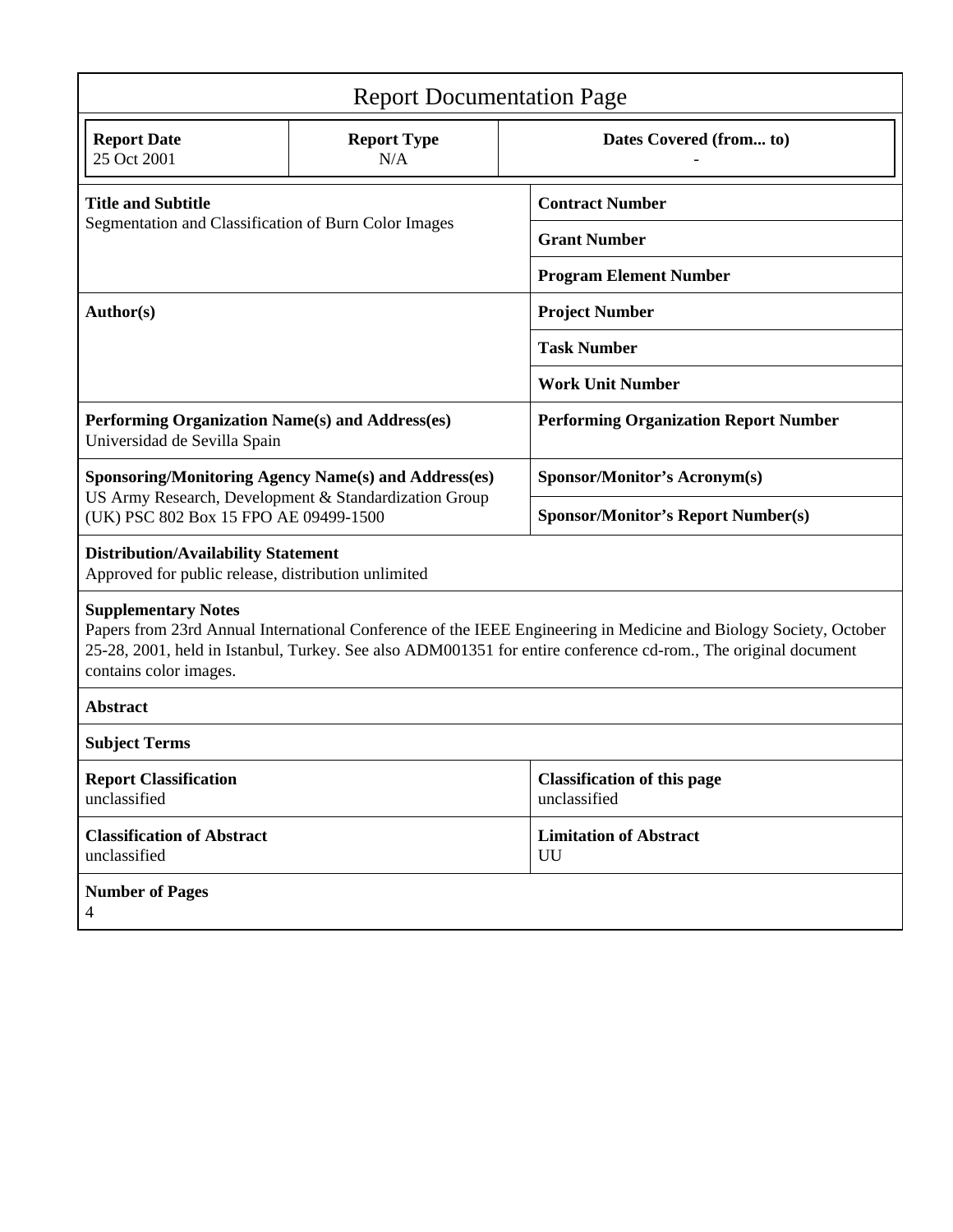# Report Documentation Page

| Report Date | Report Type | Dates Covered (from... to) |
|---|---|---|
| 25 Oct 2001 | N/A | - |

| | |
|---|---|
| **Title and Subtitle**<br>Segmentation and Classification of Burn Color Images | **Contract Number** |
| | **Grant Number** |
| | **Program Element Number** |
| **Author(s)** | **Project Number** |
| | **Task Number** |
| | **Work Unit Number** |
| **Performing Organization Name(s) and Address(es)**<br>Universidad de Sevilla Spain | **Performing Organization Report Number** |
| **Sponsoring/Monitoring Agency Name(s) and Address(es)**<br>US Army Research, Development & Standardization Group (UK) PSC 802 Box 15 FPO AE 09499-1500 | **Sponsor/Monitor's Acronym(s)** |
| | **Sponsor/Monitor's Report Number(s)** |

**Distribution/Availability Statement**
Approved for public release, distribution unlimited

**Supplementary Notes**
Papers from 23rd Annual International Conference of the IEEE Engineering in Medicine and Biology Society, October 25-28, 2001, held in Istanbul, Turkey. See also ADM001351 for entire conference cd-rom., The original document contains color images.

**Abstract**

**Subject Terms**

| | |
|---|---|
| **Report Classification**<br>unclassified | **Classification of this page**<br>unclassified |
| **Classification of Abstract**<br>unclassified | **Limitation of Abstract**<br>UU |

**Number of Pages**
4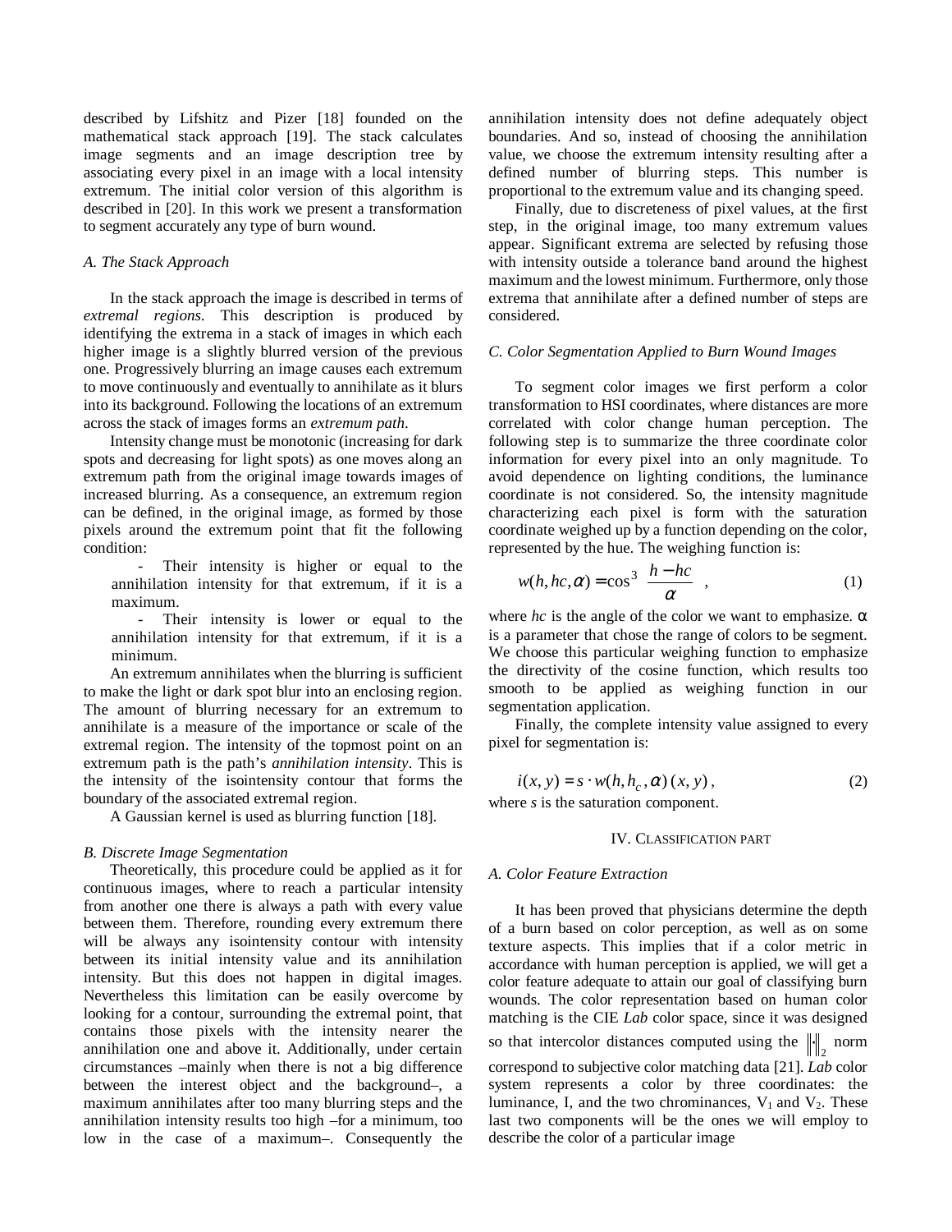described by Lifshitz and Pizer [18] founded on the mathematical stack approach [19]. The stack calculates image segments and an image description tree by associating every pixel in an image with a local intensity extremum. The initial color version of this algorithm is described in [20]. In this work we present a transformation to segment accurately any type of burn wound.

### A. The Stack Approach

In the stack approach the image is described in terms of *extremal regions*. This description is produced by identifying the extrema in a stack of images in which each higher image is a slightly blurred version of the previous one. Progressively blurring an image causes each extremum to move continuously and eventually to annihilate as it blurs into its background. Following the locations of an extremum across the stack of images forms an *extremum path*.

Intensity change must be monotonic (increasing for dark spots and decreasing for light spots) as one moves along an extremum path from the original image towards images of increased blurring. As a consequence, an extremum region can be defined, in the original image, as formed by those pixels around the extremum point that fit the following condition:

- Their intensity is higher or equal to the annihilation intensity for that extremum, if it is a maximum.
- Their intensity is lower or equal to the annihilation intensity for that extremum, if it is a minimum.

An extremum annihilates when the blurring is sufficient to make the light or dark spot blur into an enclosing region. The amount of blurring necessary for an extremum to annihilate is a measure of the importance or scale of the extremal region. The intensity of the topmost point on an extremum path is the path's *annihilation intensity*. This is the intensity of the isointensity contour that forms the boundary of the associated extremal region.

A Gaussian kernel is used as blurring function [18].

### B. Discrete Image Segmentation

Theoretically, this procedure could be applied as it for continuous images, where to reach a particular intensity from another one there is always a path with every value between them. Therefore, rounding every extremum there will be always any isointensity contour with intensity between its initial intensity value and its annihilation intensity. But this does not happen in digital images. Nevertheless this limitation can be easily overcome by looking for a contour, surrounding the extremal point, that contains those pixels with the intensity nearer the annihilation one and above it. Additionally, under certain circumstances –mainly when there is not a big difference between the interest object and the background–, a maximum annihilates after too many blurring steps and the annihilation intensity results too high –for a minimum, too low in the case of a maximum–. Consequently the annihilation intensity does not define adequately object boundaries. And so, instead of choosing the annihilation value, we choose the extremum intensity resulting after a defined number of blurring steps. This number is proportional to the extremum value and its changing speed.

Finally, due to discreteness of pixel values, at the first step, in the original image, too many extremum values appear. Significant extrema are selected by refusing those with intensity outside a tolerance band around the highest maximum and the lowest minimum. Furthermore, only those extrema that annihilate after a defined number of steps are considered.

### C. Color Segmentation Applied to Burn Wound Images

To segment color images we first perform a color transformation to HSI coordinates, where distances are more correlated with color change human perception. The following step is to summarize the three coordinate color information for every pixel into an only magnitude. To avoid dependence on lighting conditions, the luminance coordinate is not considered. So, the intensity magnitude characterizing each pixel is form with the saturation coordinate weighed up by a function depending on the color, represented by the hue. The weighing function is:

$$w(h, hc, \alpha) = \cos^3\left(\frac{h - hc}{\alpha}\right), \tag{1}$$

where $hc$ is the angle of the color we want to emphasize. $\alpha$ is a parameter that chose the range of colors to be segment. We choose this particular weighing function to emphasize the directivity of the cosine function, which results too smooth to be applied as weighing function in our segmentation application.

Finally, the complete intensity value assigned to every pixel for segmentation is:

$$i(x, y) = s \cdot w(h, h_c, \alpha)(x, y), \tag{2}$$

where $s$ is the saturation component.

## IV. Classification Part

### A. Color Feature Extraction

It has been proved that physicians determine the depth of a burn based on color perception, as well as on some texture aspects. This implies that if a color metric in accordance with human perception is applied, we will get a color feature adequate to attain our goal of classifying burn wounds. The color representation based on human color matching is the CIE *Lab* color space, since it was designed so that intercolor distances computed using the $\|\cdot\|_2$ norm correspond to subjective color matching data [21]. *Lab* color system represents a color by three coordinates: the luminance, I, and the two chrominances, $V_1$ and $V_2$. These last two components will be the ones we will employ to describe the color of a particular image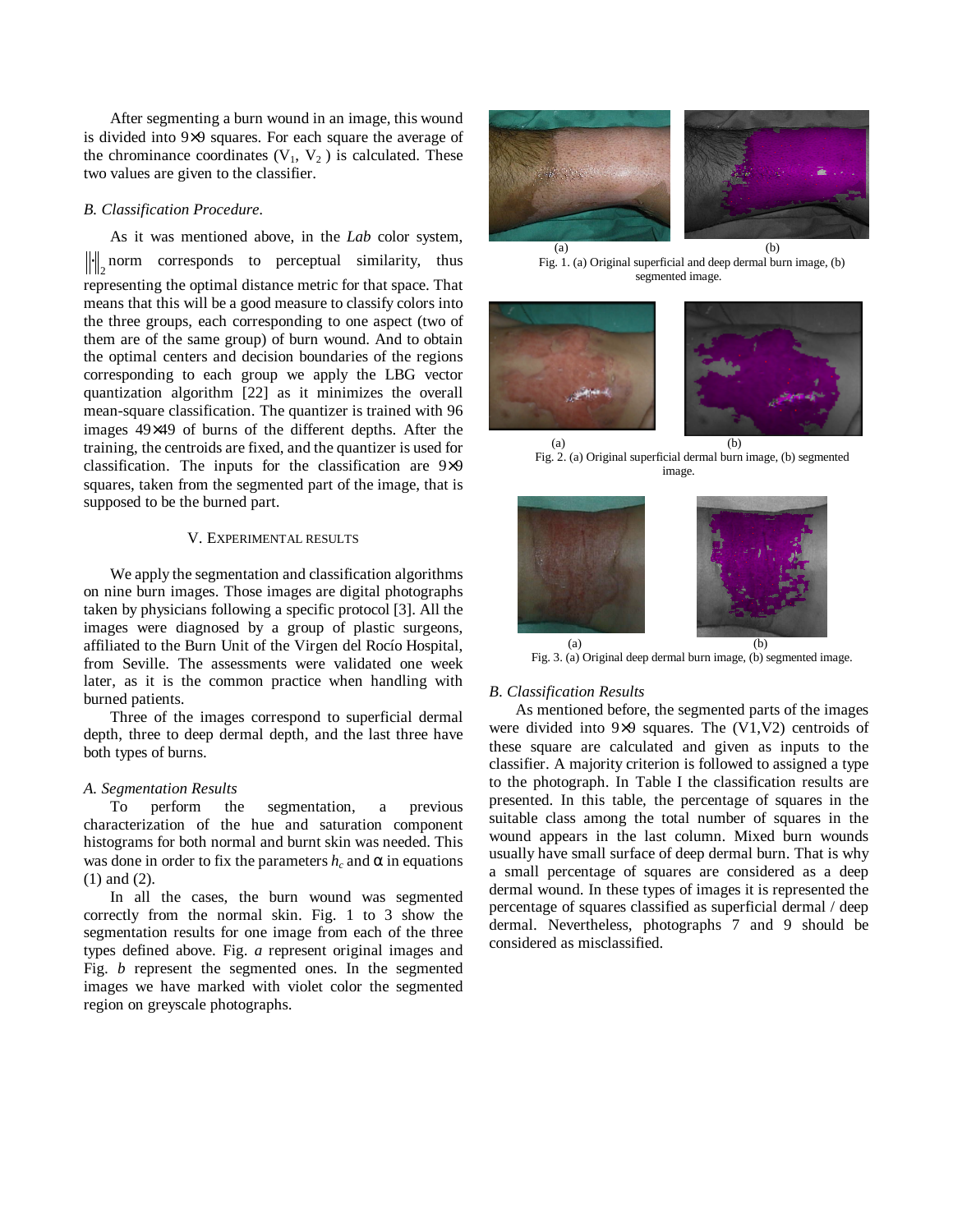After segmenting a burn wound in an image, this wound is divided into 9×9 squares. For each square the average of the chrominance coordinates ($V_1$, $V_2$ ) is calculated. These two values are given to the classifier.

### *B. Classification Procedure.*

As it was mentioned above, in the *Lab* color system, $\|\cdot\|_2$ norm corresponds to perceptual similarity, thus representing the optimal distance metric for that space. That means that this will be a good measure to classify colors into the three groups, each corresponding to one aspect (two of them are of the same group) of burn wound. And to obtain the optimal centers and decision boundaries of the regions corresponding to each group we apply the LBG vector quantization algorithm [22] as it minimizes the overall mean-square classification. The quantizer is trained with 96 images 49×49 of burns of the different depths. After the training, the centroids are fixed, and the quantizer is used for classification. The inputs for the classification are 9×9 squares, taken from the segmented part of the image, that is supposed to be the burned part.

## V. Experimental results

We apply the segmentation and classification algorithms on nine burn images. Those images are digital photographs taken by physicians following a specific protocol [3]. All the images were diagnosed by a group of plastic surgeons, affiliated to the Burn Unit of the Virgen del Rocío Hospital, from Seville. The assessments were validated one week later, as it is the common practice when handling with burned patients.

Three of the images correspond to superficial dermal depth, three to deep dermal depth, and the last three have both types of burns.

### *A. Segmentation Results*

To perform the segmentation, a previous characterization of the hue and saturation component histograms for both normal and burnt skin was needed. This was done in order to fix the parameters $h_c$ and $\alpha$ in equations (1) and (2).

In all the cases, the burn wound was segmented correctly from the normal skin. Fig. 1 to 3 show the segmentation results for one image from each of the three types defined above. Fig. *a* represent original images and Fig. *b* represent the segmented ones. In the segmented images we have marked with violet color the segmented region on greyscale photographs.

(a) (b)

Fig. 1. (a) Original superficial and deep dermal burn image, (b) segmented image.

(a) (b)

Fig. 2. (a) Original superficial dermal burn image, (b) segmented image.

(a) (b)

Fig. 3. (a) Original deep dermal burn image, (b) segmented image.

### *B. Classification Results*

As mentioned before, the segmented parts of the images were divided into 9×9 squares. The (V1,V2) centroids of these square are calculated and given as inputs to the classifier. A majority criterion is followed to assigned a type to the photograph. In Table I the classification results are presented. In this table, the percentage of squares in the suitable class among the total number of squares in the wound appears in the last column. Mixed burn wounds usually have small surface of deep dermal burn. That is why a small percentage of squares are considered as a deep dermal wound. In these types of images it is represented the percentage of squares classified as superficial dermal / deep dermal. Nevertheless, photographs 7 and 9 should be considered as misclassified.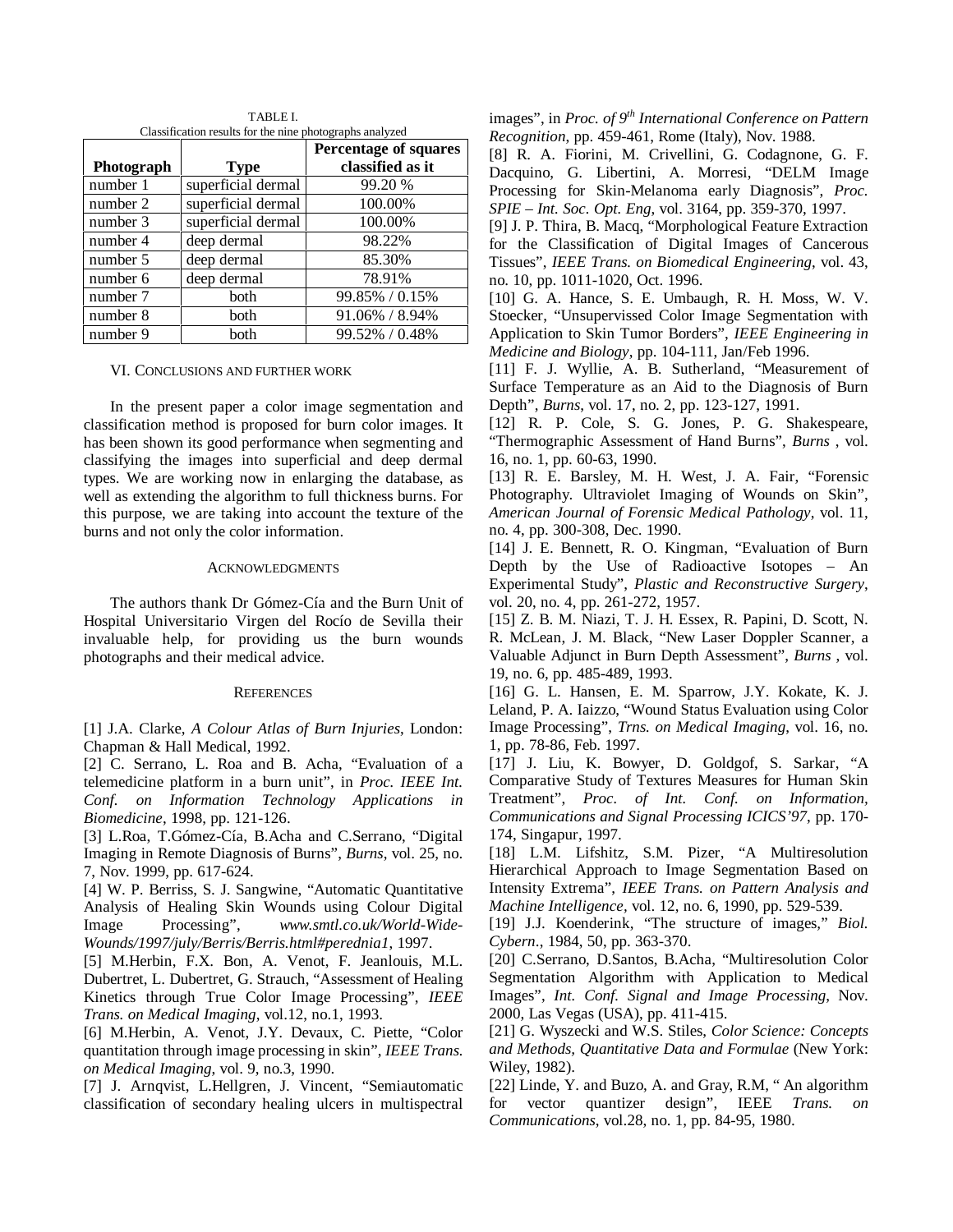TABLE I.
Classification results for the nine photographs analyzed

| Photograph | Type | Percentage of squares classified as it |
|---|---|---|
| number 1 | superficial dermal | 99.20 % |
| number 2 | superficial dermal | 100.00% |
| number 3 | superficial dermal | 100.00% |
| number 4 | deep dermal | 98.22% |
| number 5 | deep dermal | 85.30% |
| number 6 | deep dermal | 78.91% |
| number 7 | both | 99.85% / 0.15% |
| number 8 | both | 91.06% / 8.94% |
| number 9 | both | 99.52% / 0.48% |

## VI. Conclusions and further work

In the present paper a color image segmentation and classification method is proposed for burn color images. It has been shown its good performance when segmenting and classifying the images into superficial and deep dermal types. We are working now in enlarging the database, as well as extending the algorithm to full thickness burns. For this purpose, we are taking into account the texture of the burns and not only the color information.

## Acknowledgments

The authors thank Dr Gómez-Cía and the Burn Unit of Hospital Universitario Virgen del Rocío de Sevilla their invaluable help, for providing us the burn wounds photographs and their medical advice.

## References

[1] J.A. Clarke, *A Colour Atlas of Burn Injuries*, London: Chapman & Hall Medical, 1992.

[2] C. Serrano, L. Roa and B. Acha, "Evaluation of a telemedicine platform in a burn unit", in *Proc. IEEE Int. Conf. on Information Technology Applications in Biomedicine*, 1998, pp. 121-126.

[3] L.Roa, T.Gómez-Cía, B.Acha and C.Serrano, "Digital Imaging in Remote Diagnosis of Burns", *Burns*, vol. 25, no. 7, Nov. 1999, pp. 617-624.

[4] W. P. Berriss, S. J. Sangwine, "Automatic Quantitative Analysis of Healing Skin Wounds using Colour Digital Image Processing", *www.smtl.co.uk/World-Wide-Wounds/1997/july/Berris/Berris.html#perednia1*, 1997.

[5] M.Herbin, F.X. Bon, A. Venot, F. Jeanlouis, M.L. Dubertret, L. Dubertret, G. Strauch, "Assessment of Healing Kinetics through True Color Image Processing", *IEEE Trans. on Medical Imaging*, vol.12, no.1, 1993.

[6] M.Herbin, A. Venot, J.Y. Devaux, C. Piette, "Color quantitation through image processing in skin", *IEEE Trans. on Medical Imaging*, vol. 9, no.3, 1990.

[7] J. Arnqvist, L.Hellgren, J. Vincent, "Semiautomatic classification of secondary healing ulcers in multispectral images", in *Proc. of 9th International Conference on Pattern Recognition*, pp. 459-461, Rome (Italy), Nov. 1988.

[8] R. A. Fiorini, M. Crivellini, G. Codagnone, G. F. Dacquino, G. Libertini, A. Morresi, "DELM Image Processing for Skin-Melanoma early Diagnosis", *Proc. SPIE – Int. Soc. Opt. Eng*, vol. 3164, pp. 359-370, 1997.

[9] J. P. Thira, B. Macq, "Morphological Feature Extraction for the Classification of Digital Images of Cancerous Tissues", *IEEE Trans. on Biomedical Engineering*, vol. 43, no. 10, pp. 1011-1020, Oct. 1996.

[10] G. A. Hance, S. E. Umbaugh, R. H. Moss, W. V. Stoecker, "Unsupervissed Color Image Segmentation with Application to Skin Tumor Borders", *IEEE Engineering in Medicine and Biology*, pp. 104-111, Jan/Feb 1996.

[11] F. J. Wyllie, A. B. Sutherland, "Measurement of Surface Temperature as an Aid to the Diagnosis of Burn Depth", *Burns*, vol. 17, no. 2, pp. 123-127, 1991.

[12] R. P. Cole, S. G. Jones, P. G. Shakespeare, "Thermographic Assessment of Hand Burns", *Burns* , vol. 16, no. 1, pp. 60-63, 1990.

[13] R. E. Barsley, M. H. West, J. A. Fair, "Forensic Photography. Ultraviolet Imaging of Wounds on Skin", *American Journal of Forensic Medical Pathology*, vol. 11, no. 4, pp. 300-308, Dec. 1990.

[14] J. E. Bennett, R. O. Kingman, "Evaluation of Burn Depth by the Use of Radioactive Isotopes – An Experimental Study", *Plastic and Reconstructive Surgery*, vol. 20, no. 4, pp. 261-272, 1957.

[15] Z. B. M. Niazi, T. J. H. Essex, R. Papini, D. Scott, N. R. McLean, J. M. Black, "New Laser Doppler Scanner, a Valuable Adjunct in Burn Depth Assessment", *Burns* , vol. 19, no. 6, pp. 485-489, 1993.

[16] G. L. Hansen, E. M. Sparrow, J.Y. Kokate, K. J. Leland, P. A. Iaizzo, "Wound Status Evaluation using Color Image Processing", *Trns. on Medical Imaging*, vol. 16, no. 1, pp. 78-86, Feb. 1997.

[17] J. Liu, K. Bowyer, D. Goldgof, S. Sarkar, "A Comparative Study of Textures Measures for Human Skin Treatment", *Proc. of Int. Conf. on Information, Communications and Signal Processing ICICS'97*, pp. 170-174, Singapur, 1997.

[18] L.M. Lifshitz, S.M. Pizer, "A Multiresolution Hierarchical Approach to Image Segmentation Based on Intensity Extrema", *IEEE Trans. on Pattern Analysis and Machine Intelligence*, vol. 12, no. 6, 1990, pp. 529-539.

[19] J.J. Koenderink, "The structure of images," *Biol. Cybern.*, 1984, 50, pp. 363-370.

[20] C.Serrano, D.Santos, B.Acha, "Multiresolution Color Segmentation Algorithm with Application to Medical Images", *Int. Conf. Signal and Image Processing*, Nov. 2000, Las Vegas (USA), pp. 411-415.

[21] G. Wyszecki and W.S. Stiles, *Color Science: Concepts and Methods, Quantitative Data and Formulae* (New York: Wiley, 1982).

[22] Linde, Y. and Buzo, A. and Gray, R.M, " An algorithm for vector quantizer design", IEEE *Trans. on Communications*, vol.28, no. 1, pp. 84-95, 1980.